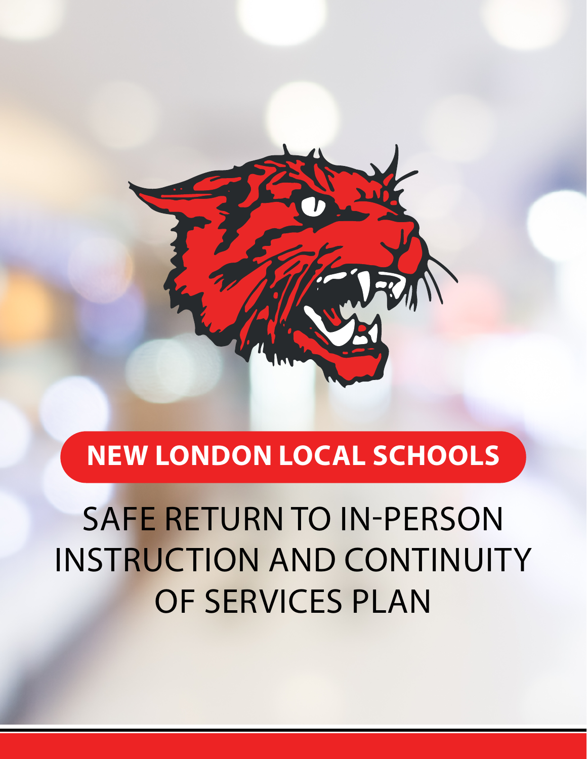# NEW LONDON LOCAL SCHOOLS

## SAFE RETURN TO IN-PERSON INSTRUCTION AND CONTINUITY OF SERVICES PLAN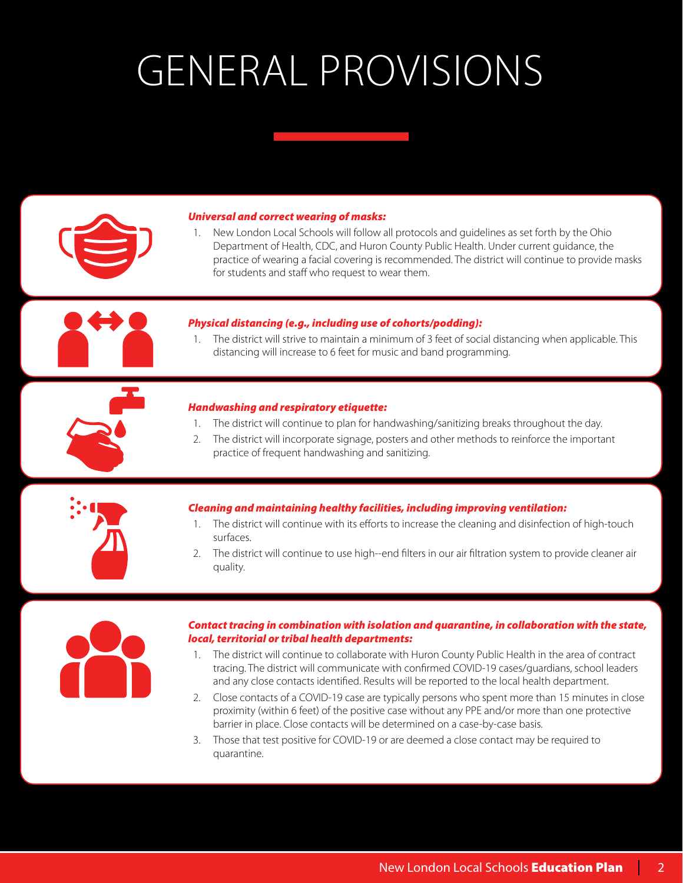# GENERAL PROVISIONS

***Universal and correct wearing of masks:***

1. New London Local Schools will follow all protocols and guidelines as set forth by the Ohio Department of Health, CDC, and Huron County Public Health. Under current guidance, the practice of wearing a facial covering is recommended. The district will continue to provide masks for students and staff who request to wear them.

***Physical distancing (e.g., including use of cohorts/podding):***

1. The district will strive to maintain a minimum of 3 feet of social distancing when applicable. This distancing will increase to 6 feet for music and band programming.

***Handwashing and respiratory etiquette:***

1. The district will continue to plan for handwashing/sanitizing breaks throughout the day.
2. The district will incorporate signage, posters and other methods to reinforce the important practice of frequent handwashing and sanitizing.

***Cleaning and maintaining healthy facilities, including improving ventilation:***

1. The district will continue with its efforts to increase the cleaning and disinfection of high-touch surfaces.
2. The district will continue to use high--end filters in our air filtration system to provide cleaner air quality.

***Contact tracing in combination with isolation and quarantine, in collaboration with the state, local, territorial or tribal health departments:***

1. The district will continue to collaborate with Huron County Public Health in the area of contract tracing. The district will communicate with confirmed COVID-19 cases/guardians, school leaders and any close contacts identified. Results will be reported to the local health department.
2. Close contacts of a COVID-19 case are typically persons who spent more than 15 minutes in close proximity (within 6 feet) of the positive case without any PPE and/or more than one protective barrier in place. Close contacts will be determined on a case-by-case basis.
3. Those that test positive for COVID-19 or are deemed a close contact may be required to quarantine.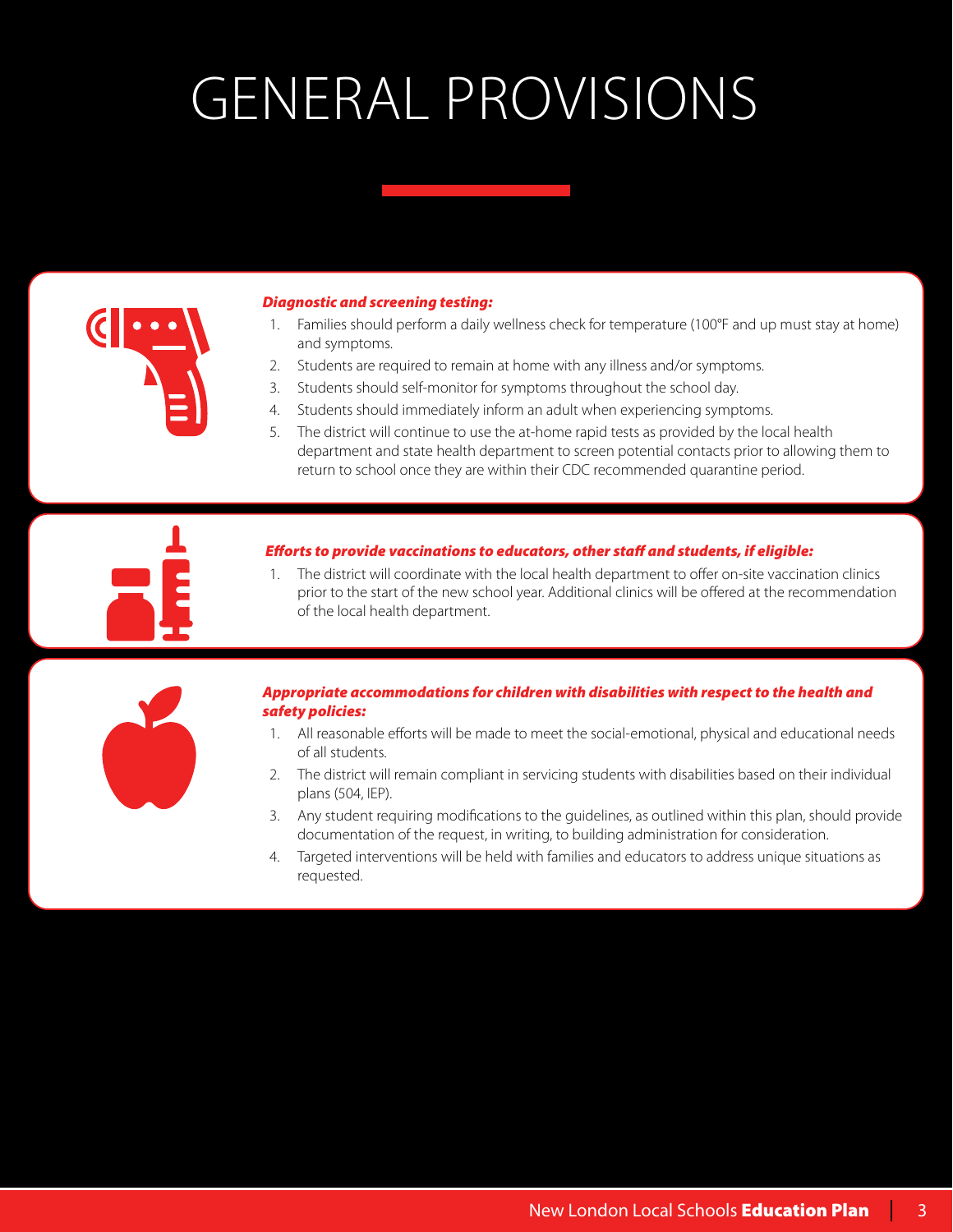# GENERAL PROVISIONS

***Diagnostic and screening testing:***

1. Families should perform a daily wellness check for temperature (100°F and up must stay at home) and symptoms.
2. Students are required to remain at home with any illness and/or symptoms.
3. Students should self-monitor for symptoms throughout the school day.
4. Students should immediately inform an adult when experiencing symptoms.
5. The district will continue to use the at-home rapid tests as provided by the local health department and state health department to screen potential contacts prior to allowing them to return to school once they are within their CDC recommended quarantine period.

***Efforts to provide vaccinations to educators, other staff and students, if eligible:***

1. The district will coordinate with the local health department to offer on-site vaccination clinics prior to the start of the new school year. Additional clinics will be offered at the recommendation of the local health department.

***Appropriate accommodations for children with disabilities with respect to the health and safety policies:***

1. All reasonable efforts will be made to meet the social-emotional, physical and educational needs of all students.
2. The district will remain compliant in servicing students with disabilities based on their individual plans (504, IEP).
3. Any student requiring modifications to the guidelines, as outlined within this plan, should provide documentation of the request, in writing, to building administration for consideration.
4. Targeted interventions will be held with families and educators to address unique situations as requested.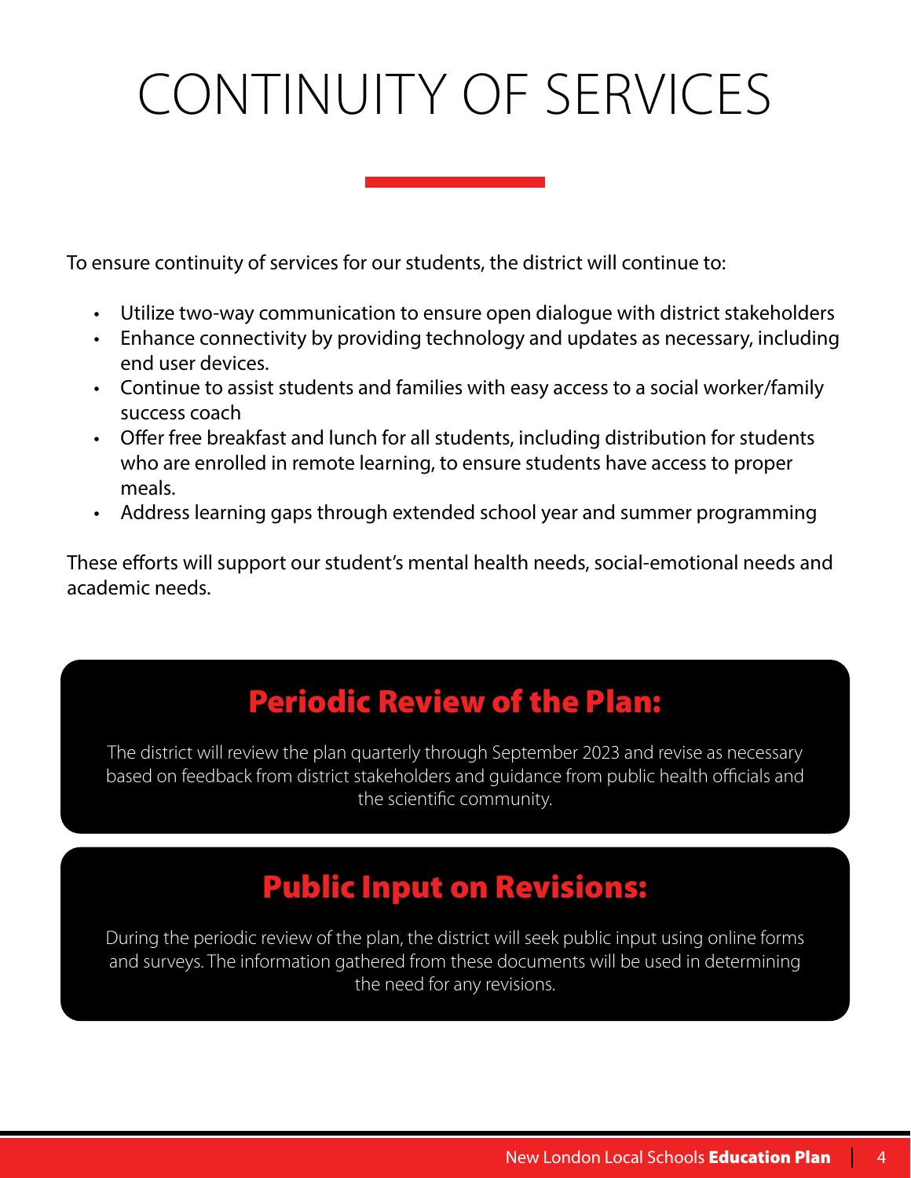# CONTINUITY OF SERVICES

To ensure continuity of services for our students, the district will continue to:

- Utilize two-way communication to ensure open dialogue with district stakeholders
- Enhance connectivity by providing technology and updates as necessary, including end user devices.
- Continue to assist students and families with easy access to a social worker/family success coach
- Offer free breakfast and lunch for all students, including distribution for students who are enrolled in remote learning, to ensure students have access to proper meals.
- Address learning gaps through extended school year and summer programming

These efforts will support our student's mental health needs, social-emotional needs and academic needs.

## Periodic Review of the Plan:

The district will review the plan quarterly through September 2023 and revise as necessary based on feedback from district stakeholders and guidance from public health officials and the scientific community.

## Public Input on Revisions:

During the periodic review of the plan, the district will seek public input using online forms and surveys. The information gathered from these documents will be used in determining the need for any revisions.